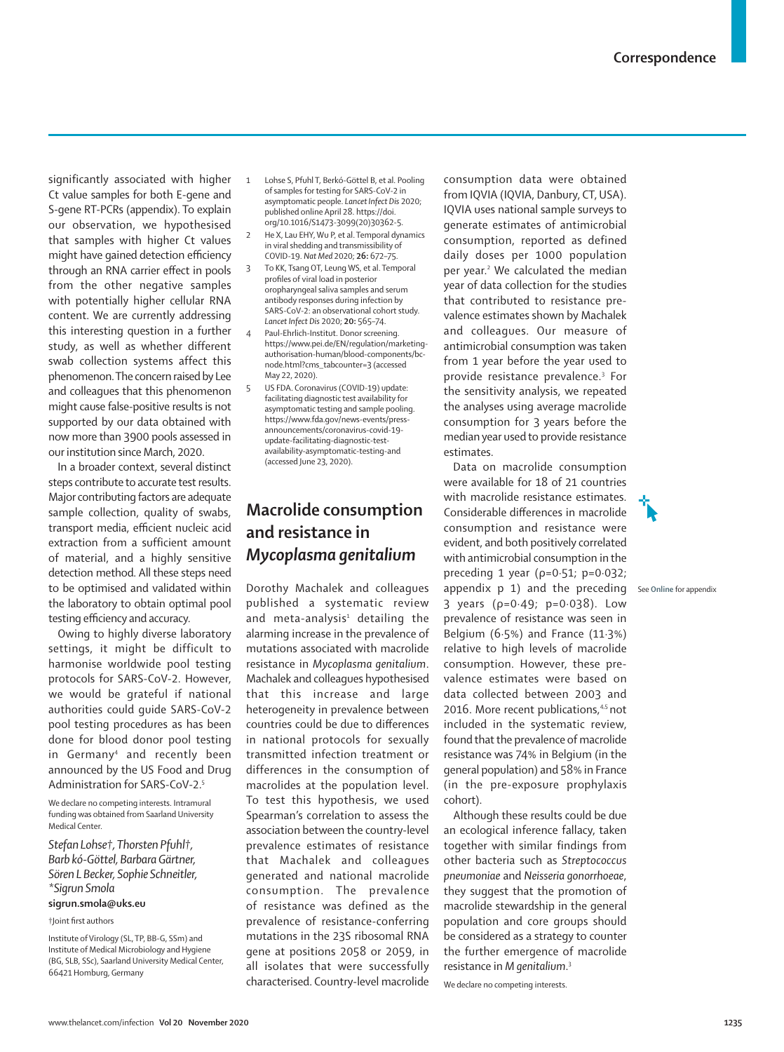significantly associated with higher Ct value samples for both E-gene and S-gene RT-PCRs (appendix). To explain our observation, we hypothesised that samples with higher Ct values might have gained detection efficiency through an RNA carrier effect in pools from the other negative samples with potentially higher cellular RNA content. We are currently addressing this interesting question in a further study, as well as whether different swab collection systems affect this phenomenon. The concern raised by Lee and colleagues that this phenomenon might cause false-positive results is not supported by our data obtained with now more than 3900 pools assessed in our institution since March, 2020.

In a broader context, several distinct steps contribute to accurate test results. Major contributing factors are adequate sample collection, quality of swabs, transport media, efficient nucleic acid extraction from a sufficient amount of material, and a highly sensitive detection method. All these steps need to be optimised and validated within the laboratory to obtain optimal pool testing efficiency and accuracy.

Owing to highly diverse laboratory settings, it might be difficult to harmonise worldwide pool testing protocols for SARS-CoV-2. However, we would be grateful if national authorities could guide SARS-CoV-2 pool testing procedures as has been done for blood donor pool testing in Germany[4] and recently been announced by the US Food and Drug Administration for SARS-CoV-2.[5]

We declare no competing interests. Intramural funding was obtained from Saarland University Medical Center.

*Stefan Lohse†, Thorsten Pfuhl†, Barb kó-Göttel, Barbara Gärtner, Sören L Becker, Sophie Schneitler, \*Sigrun Smola*

**sigrun.smola@uks.eu**

†Joint first authors

Institute of Virology (SL, TP, BB-G, SSm) and Institute of Medical Microbiology and Hygiene (BG, SLB, SSc), Saarland University Medical Center, 66421 Homburg, Germany

1. Lohse S, Pfuhl T, Berkó-Göttel B, et al. Pooling of samples for testing for SARS-CoV-2 in asymptomatic people. *Lancet Infect Dis* 2020; published online April 28. https://doi.org/10.1016/S1473-3099(20)30362-5.
2. He X, Lau EHY, Wu P, et al. Temporal dynamics in viral shedding and transmissibility of COVID-19. *Nat Med* 2020; **26:** 672–75.
3. To KK, Tsang OT, Leung WS, et al. Temporal profiles of viral load in posterior oropharyngeal saliva samples and serum antibody responses during infection by SARS-CoV-2: an observational cohort study. *Lancet Infect Dis* 2020; **20:** 565–74.
4. Paul-Ehrlich-Institut. Donor screening. https://www.pei.de/EN/regulation/marketing-authorisation-human/blood-components/bc-node.html?cms_tabcounter=3 (accessed May 22, 2020).
5. US FDA. Coronavirus (COVID-19) update: facilitating diagnostic test availability for asymptomatic testing and sample pooling. https://www.fda.gov/news-events/press-announcements/coronavirus-covid-19-update-facilitating-diagnostic-test-availability-asymptomatic-testing-and (accessed June 23, 2020).

# Macrolide consumption and resistance in *Mycoplasma genitalium*

Dorothy Machalek and colleagues published a systematic review and meta-analysis[1] detailing the alarming increase in the prevalence of mutations associated with macrolide resistance in *Mycoplasma genitalium*. Machalek and colleagues hypothesised that this increase and large heterogeneity in prevalence between countries could be due to differences in national protocols for sexually transmitted infection treatment or differences in the consumption of macrolides at the population level. To test this hypothesis, we used Spearman's correlation to assess the association between the country-level prevalence estimates of resistance that Machalek and colleagues generated and national macrolide consumption. The prevalence of resistance was defined as the prevalence of resistance-conferring mutations in the 23S ribosomal RNA gene at positions 2058 or 2059, in all isolates that were successfully characterised. Country-level macrolide consumption data were obtained from IQVIA (IQVIA, Danbury, CT, USA). IQVIA uses national sample surveys to generate estimates of antimicrobial consumption, reported as defined daily doses per 1000 population per year.[2] We calculated the median year of data collection for the studies that contributed to resistance prevalence estimates shown by Machalek and colleagues. Our measure of antimicrobial consumption was taken from 1 year before the year used to provide resistance prevalence.[3] For the sensitivity analysis, we repeated the analyses using average macrolide consumption for 3 years before the median year used to provide resistance estimates.

Data on macrolide consumption were available for 18 of 21 countries with macrolide resistance estimates. Considerable differences in macrolide consumption and resistance were evident, and both positively correlated with antimicrobial consumption in the preceding 1 year ($\rho=0{\cdot}51$; $p=0{\cdot}032$; appendix p 1) and the preceding 3 years ($\rho=0{\cdot}49$; $p=0{\cdot}038$). Low prevalence of resistance was seen in Belgium (6·5%) and France (11·3%) relative to high levels of macrolide consumption. However, these prevalence estimates were based on data collected between 2003 and 2016. More recent publications,[4,5] not included in the systematic review, found that the prevalence of macrolide resistance was 74% in Belgium (in the general population) and 58% in France (in the pre-exposure prophylaxis cohort).

See Online for appendix

Although these results could be due an ecological inference fallacy, taken together with similar findings from other bacteria such as *Streptococcus pneumoniae* and *Neisseria gonorrhoeae*, they suggest that the promotion of macrolide stewardship in the general population and core groups should be considered as a strategy to counter the further emergence of macrolide resistance in *M genitalium*.[3]

We declare no competing interests.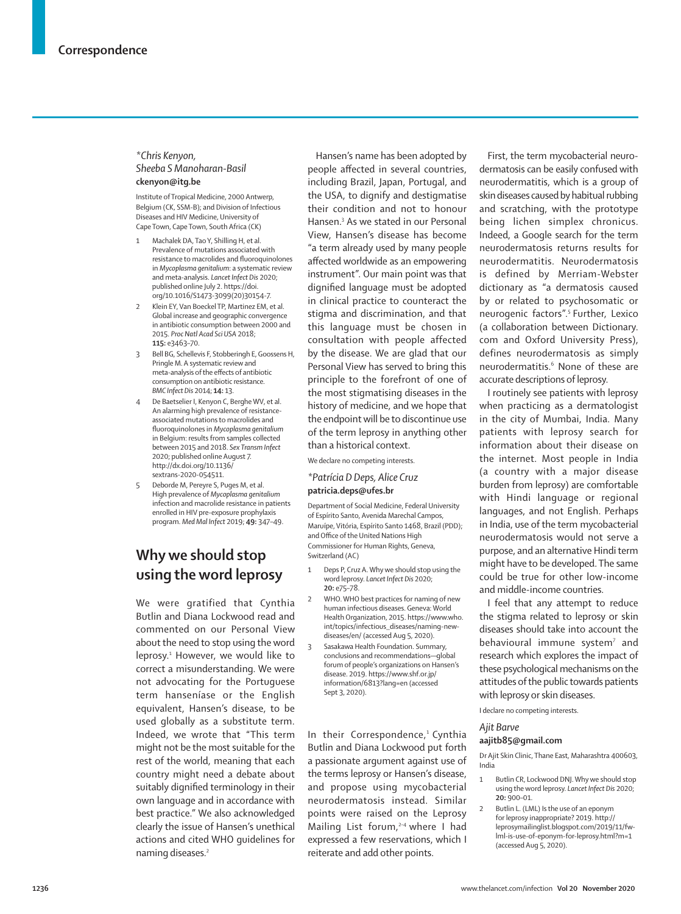*Chris Kenyon, Sheeba S Manoharan-Basil
**ckenyon@itg.be**

Institute of Tropical Medicine, 2000 Antwerp, Belgium (CK, SSM-B); and Division of Infectious Diseases and HIV Medicine, University of Cape Town, Cape Town, South Africa (CK)

1. Machalek DA, Tao Y, Shilling H, et al. Prevalence of mutations associated with resistance to macrolides and fluoroquinolones in *Mycoplasma genitalium*: a systematic review and meta-analysis. *Lancet Infect Dis* 2020; published online July 2. https://doi.org/10.1016/S1473-3099(20)30154-7.
2. Klein EY, Van Boeckel TP, Martinez EM, et al. Global increase and geographic convergence in antibiotic consumption between 2000 and 2015. *Proc Natl Acad Sci USA* 2018; **115:** e3463–70.
3. Bell BG, Schellevis F, Stobberingh E, Goossens H, Pringle M. A systematic review and meta-analysis of the effects of antibiotic consumption on antibiotic resistance. *BMC Infect Dis* 2014; **14:** 13.
4. De Baetselier I, Kenyon C, Berghe WV, et al. An alarming high prevalence of resistance-associated mutations to macrolides and fluoroquinolones in *Mycoplasma genitalium* in Belgium: results from samples collected between 2015 and 2018. *Sex Transm Infect* 2020; published online August 7. http://dx.doi.org/10.1136/sextrans-2020-054511.
5. Deborde M, Pereyre S, Puges M, et al. High prevalence of *Mycoplasma genitalium* infection and macrolide resistance in patients enrolled in HIV pre-exposure prophylaxis program. *Med Mal Infect* 2019; **49:** 347–49.

## Why we should stop using the word leprosy

We were gratified that Cynthia Butlin and Diana Lockwood read and commented on our Personal View about the need to stop using the word leprosy.[1] However, we would like to correct a misunderstanding. We were not advocating for the Portuguese term hanseníase or the English equivalent, Hansen's disease, to be used globally as a substitute term. Indeed, we wrote that "This term might not be the most suitable for the rest of the world, meaning that each country might need a debate about suitably dignified terminology in their own language and in accordance with best practice." We also acknowledged clearly the issue of Hansen's unethical actions and cited WHO guidelines for naming diseases.[2]

Hansen's name has been adopted by people affected in several countries, including Brazil, Japan, Portugal, and the USA, to dignify and destigmatise their condition and not to honour Hansen.[3] As we stated in our Personal View, Hansen's disease has become "a term already used by many people affected worldwide as an empowering instrument". Our main point was that dignified language must be adopted in clinical practice to counteract the stigma and discrimination, and that this language must be chosen in consultation with people affected by the disease. We are glad that our Personal View has served to bring this principle to the forefront of one of the most stigmatising diseases in the history of medicine, and we hope that the endpoint will be to discontinue use of the term leprosy in anything other than a historical context.

We declare no competing interests.

*Patrícia D Deps, Alice Cruz
**patricia.deps@ufes.br**

Department of Social Medicine, Federal University of Espírito Santo, Avenida Marechal Campos, Maruípe, Vitória, Espírito Santo 1468, Brazil (PDD); and Office of the United Nations High Commissioner for Human Rights, Geneva, Switzerland (AC)

1. Deps P, Cruz A. Why we should stop using the word leprosy. *Lancet Infect Dis* 2020; **20:** e75–78.
2. WHO. WHO best practices for naming of new human infectious diseases. Geneva: World Health Organization, 2015. https://www.who.int/topics/infectious_diseases/naming-new-diseases/en/ (accessed Aug 5, 2020).
3. Sasakawa Health Foundation. Summary, conclusions and recommendations—global forum of people's organizations on Hansen's disease. 2019. https://www.shf.or.jp/information/6813?lang=en (accessed Sept 3, 2020).

In their Correspondence,[1] Cynthia Butlin and Diana Lockwood put forth a passionate argument against use of the terms leprosy or Hansen's disease, and propose using mycobacterial neurodermatosis instead. Similar points were raised on the Leprosy Mailing List forum,[2–4] where I had expressed a few reservations, which I reiterate and add other points.

First, the term mycobacterial neurodermatosis can be easily confused with neurodermatitis, which is a group of skin diseases caused by habitual rubbing and scratching, with the prototype being lichen simplex chronicus. Indeed, a Google search for the term neurodermatosis returns results for neurodermatitis. Neurodermatosis is defined by Merriam-Webster dictionary as "a dermatosis caused by or related to psychosomatic or neurogenic factors".[5] Further, Lexico (a collaboration between Dictionary.com and Oxford University Press), defines neurodermatosis as simply neurodermatitis.[6] None of these are accurate descriptions of leprosy.

I routinely see patients with leprosy when practicing as a dermatologist in the city of Mumbai, India. Many patients with leprosy search for information about their disease on the internet. Most people in India (a country with a major disease burden from leprosy) are comfortable with Hindi language or regional languages, and not English. Perhaps in India, use of the term mycobacterial neurodermatosis would not serve a purpose, and an alternative Hindi term might have to be developed. The same could be true for other low-income and middle-income countries.

I feel that any attempt to reduce the stigma related to leprosy or skin diseases should take into account the behavioural immune system[7] and research which explores the impact of these psychological mechanisms on the attitudes of the public towards patients with leprosy or skin diseases.

I declare no competing interests.

*Ajit Barve*
**aajitb85@gmail.com**

Dr Ajit Skin Clinic, Thane East, Maharashtra 400603, India

1. Butlin CR, Lockwood DNJ. Why we should stop using the word leprosy. *Lancet Infect Dis* 2020; **20:** 900–01.
2. Butlin L. (LML) Is the use of an eponym for leprosy inappropriate? 2019. http://leprosymailinglist.blogspot.com/2019/11/fw-lml-is-use-of-eponym-for-leprosy.html?m=1 (accessed Aug 5, 2020).